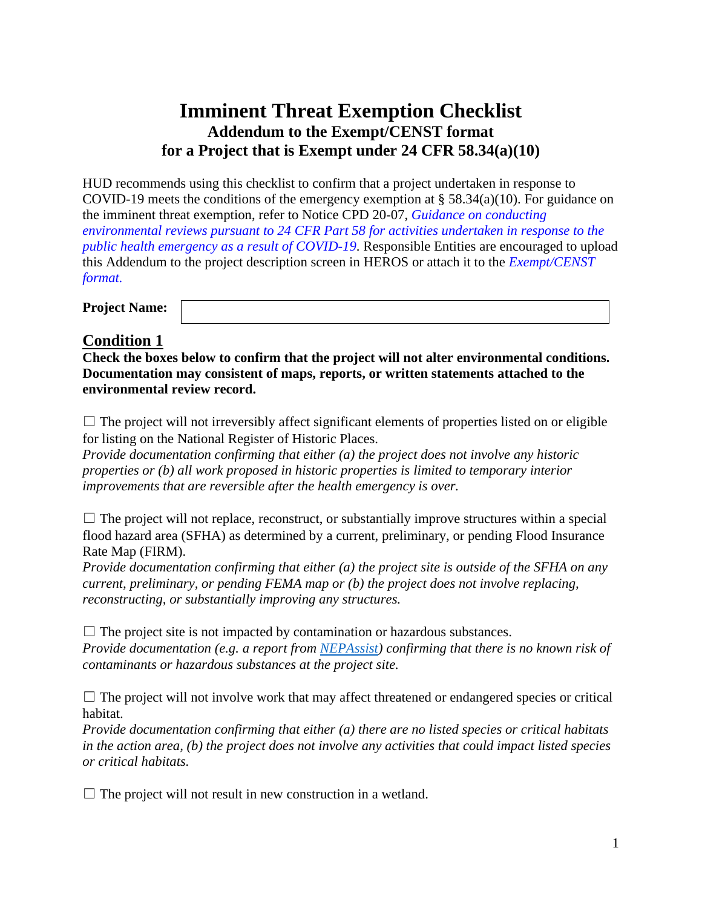# Imminent Threat Exemption Checklist
## Addendum to the Exempt/CENST format for a Project that is Exempt under 24 CFR 58.34(a)(10)

HUD recommends using this checklist to confirm that a project undertaken in response to COVID-19 meets the conditions of the emergency exemption at § 58.34(a)(10). For guidance on the imminent threat exemption, refer to Notice CPD 20-07, *Guidance on conducting environmental reviews pursuant to 24 CFR Part 58 for activities undertaken in response to the public health emergency as a result of COVID-19*. Responsible Entities are encouraged to upload this Addendum to the project description screen in HEROS or attach it to the *Exempt/CENST format.*

**Project Name:** 

## Condition 1

**Check the boxes below to confirm that the project will not alter environmental conditions. Documentation may consistent of maps, reports, or written statements attached to the environmental review record.**

☐ The project will not irreversibly affect significant elements of properties listed on or eligible for listing on the National Register of Historic Places.
*Provide documentation confirming that either (a) the project does not involve any historic properties or (b) all work proposed in historic properties is limited to temporary interior improvements that are reversible after the health emergency is over.*

☐ The project will not replace, reconstruct, or substantially improve structures within a special flood hazard area (SFHA) as determined by a current, preliminary, or pending Flood Insurance Rate Map (FIRM).
*Provide documentation confirming that either (a) the project site is outside of the SFHA on any current, preliminary, or pending FEMA map or (b) the project does not involve replacing, reconstructing, or substantially improving any structures.*

☐ The project site is not impacted by contamination or hazardous substances.
*Provide documentation (e.g. a report from NEPAssist) confirming that there is no known risk of contaminants or hazardous substances at the project site.*

☐ The project will not involve work that may affect threatened or endangered species or critical habitat.
*Provide documentation confirming that either (a) there are no listed species or critical habitats in the action area, (b) the project does not involve any activities that could impact listed species or critical habitats.*

☐ The project will not result in new construction in a wetland.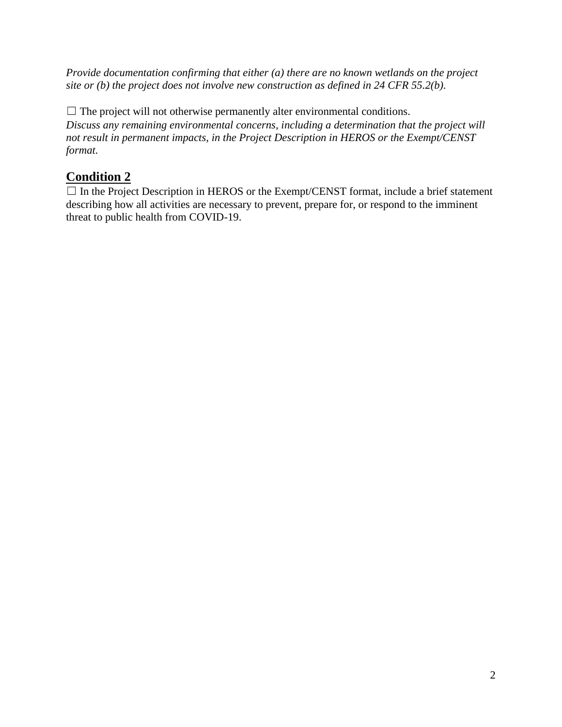*Provide documentation confirming that either (a) there are no known wetlands on the project site or (b) the project does not involve new construction as defined in 24 CFR 55.2(b).*

☐ The project will not otherwise permanently alter environmental conditions.
*Discuss any remaining environmental concerns, including a determination that the project will not result in permanent impacts, in the Project Description in HEROS or the Exempt/CENST format.*

## Condition 2

☐ In the Project Description in HEROS or the Exempt/CENST format, include a brief statement describing how all activities are necessary to prevent, prepare for, or respond to the imminent threat to public health from COVID-19.